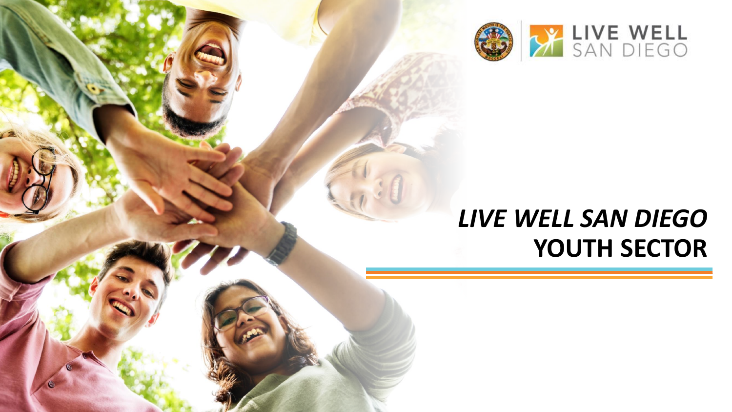# *LIVE WELL SAN DIEGO* YOUTH SECTOR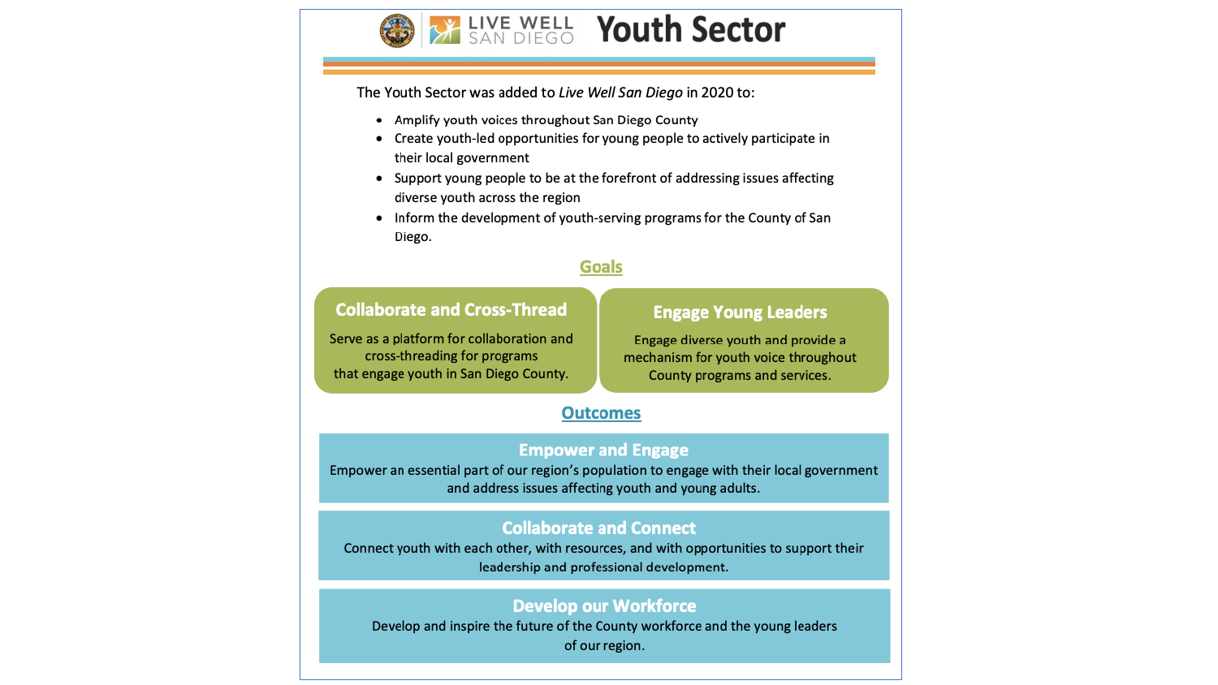# Youth Sector

LIVE WELL SAN DIEGO

The Youth Sector was added to *Live Well San Diego* in 2020 to:

- Amplify youth voices throughout San Diego County
- Create youth-led opportunities for young people to actively participate in their local government
- Support young people to be at the forefront of addressing issues affecting diverse youth across the region
- Inform the development of youth-serving programs for the County of San Diego.

## Goals

### Collaborate and Cross-Thread

Serve as a platform for collaboration and cross-threading for programs that engage youth in San Diego County.

### Engage Young Leaders

Engage diverse youth and provide a mechanism for youth voice throughout County programs and services.

## Outcomes

### Empower and Engage

Empower an essential part of our region's population to engage with their local government and address issues affecting youth and young adults.

### Collaborate and Connect

Connect youth with each other, with resources, and with opportunities to support their leadership and professional development.

### Develop our Workforce

Develop and inspire the future of the County workforce and the young leaders of our region.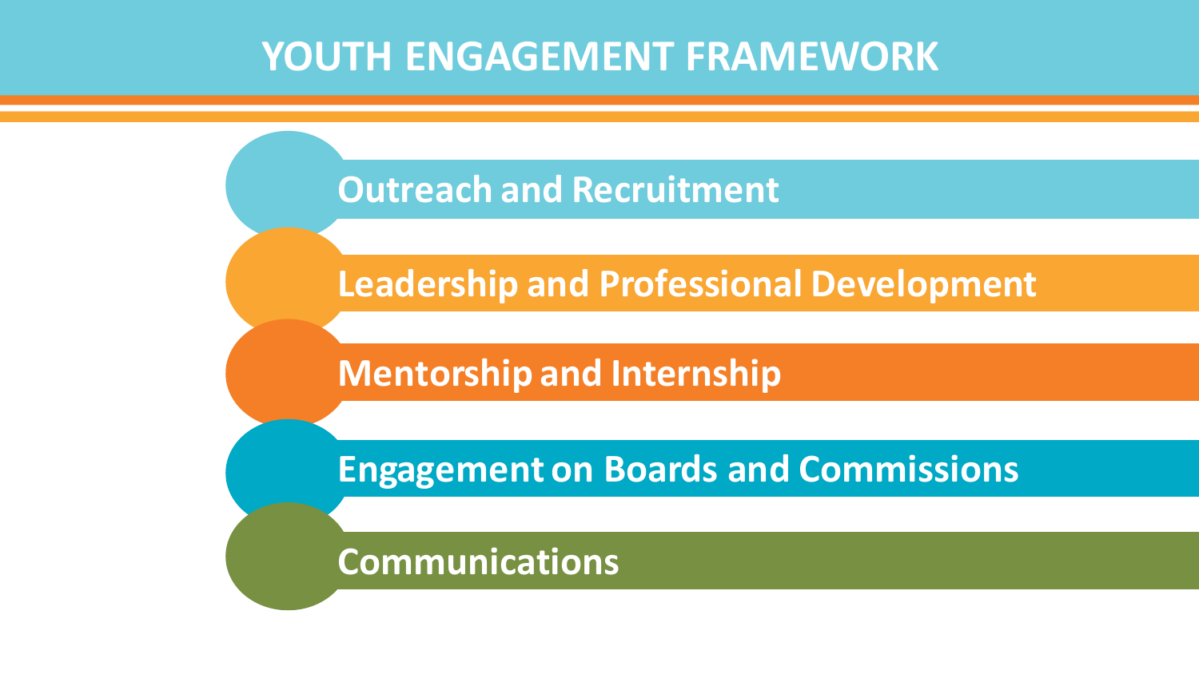# YOUTH ENGAGEMENT FRAMEWORK

- Outreach and Recruitment
- Leadership and Professional Development
- Mentorship and Internship
- Engagement on Boards and Commissions
- Communications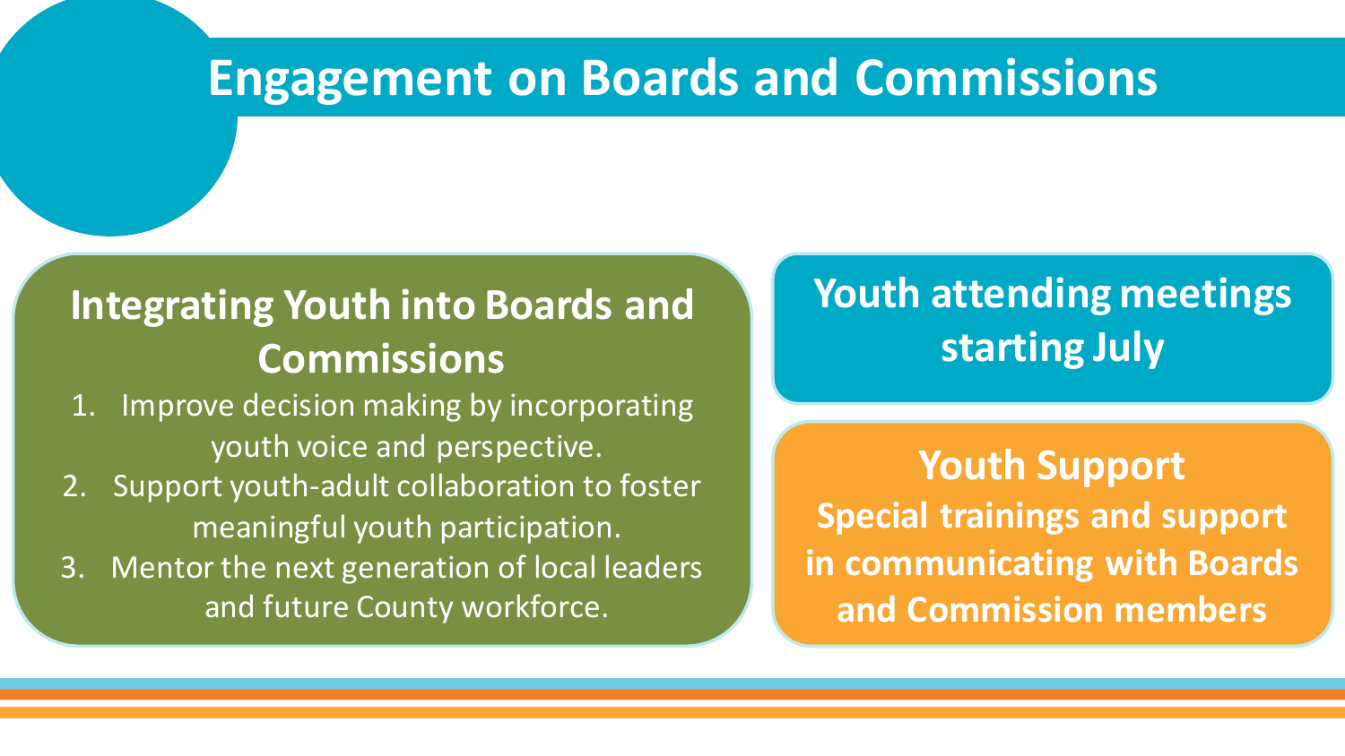# Engagement on Boards and Commissions

## Integrating Youth into Boards and Commissions

1. Improve decision making by incorporating youth voice and perspective.
2. Support youth-adult collaboration to foster meaningful youth participation.
3. Mentor the next generation of local leaders and future County workforce.

## Youth attending meetings starting July

## Youth Support

**Special trainings and support in communicating with Boards and Commission members**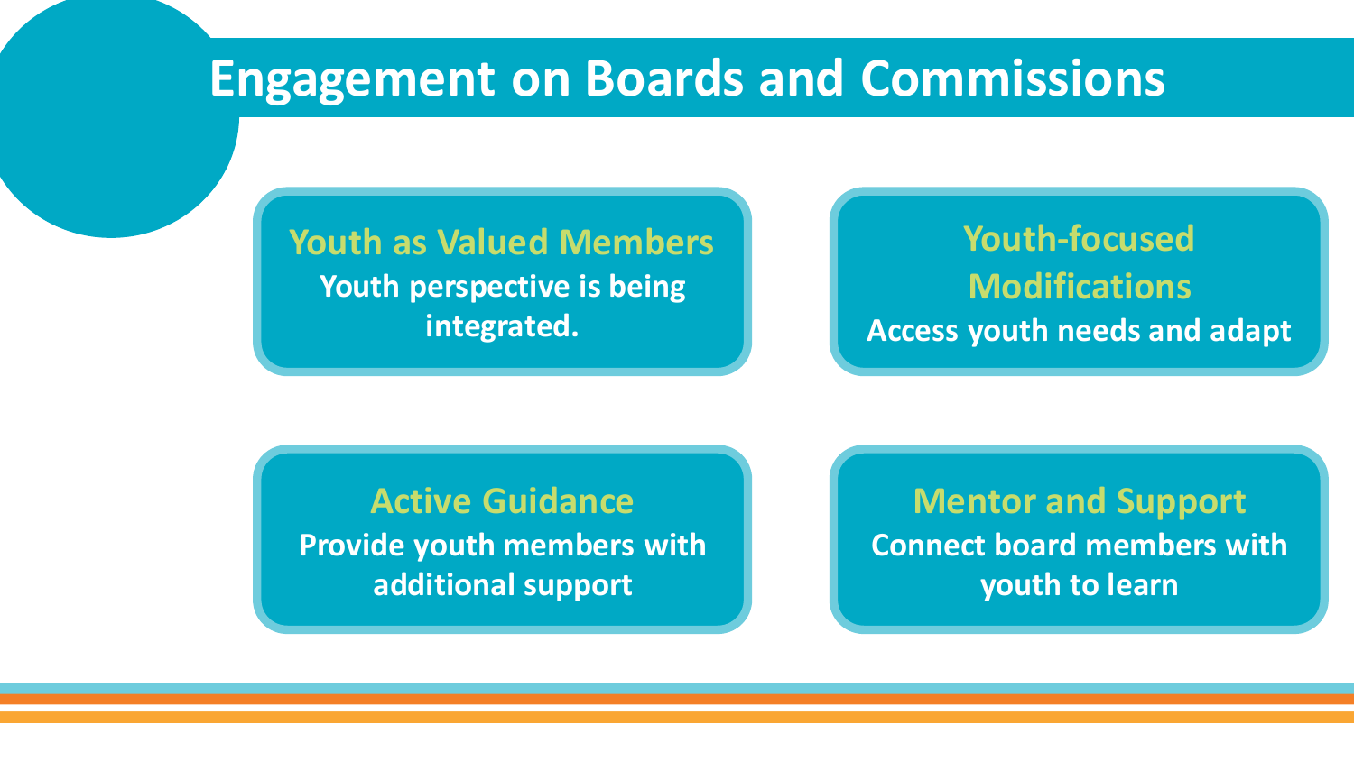# Engagement on Boards and Commissions

### Youth as Valued Members

Youth perspective is being integrated.

### Youth-focused Modifications

Access youth needs and adapt

### Active Guidance

Provide youth members with additional support

### Mentor and Support

Connect board members with youth to learn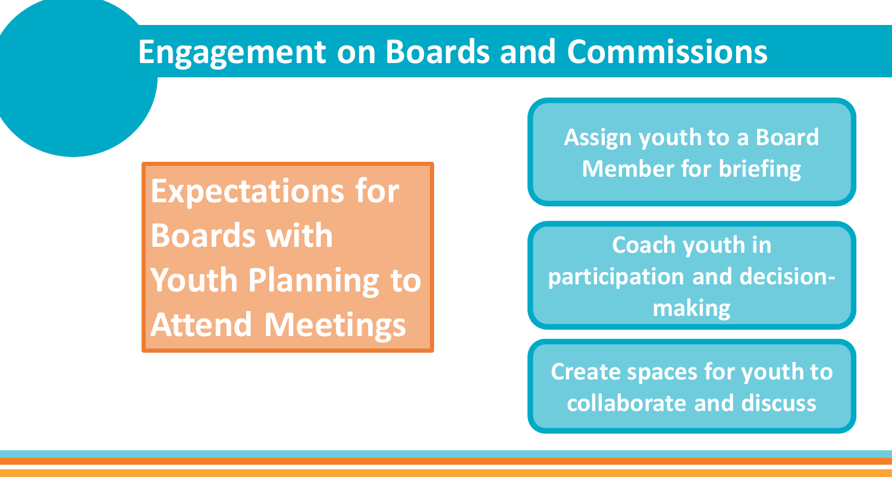# Engagement on Boards and Commissions

## Expectations for Boards with Youth Planning to Attend Meetings

- Assign youth to a Board Member for briefing
- Coach youth in participation and decision-making
- Create spaces for youth to collaborate and discuss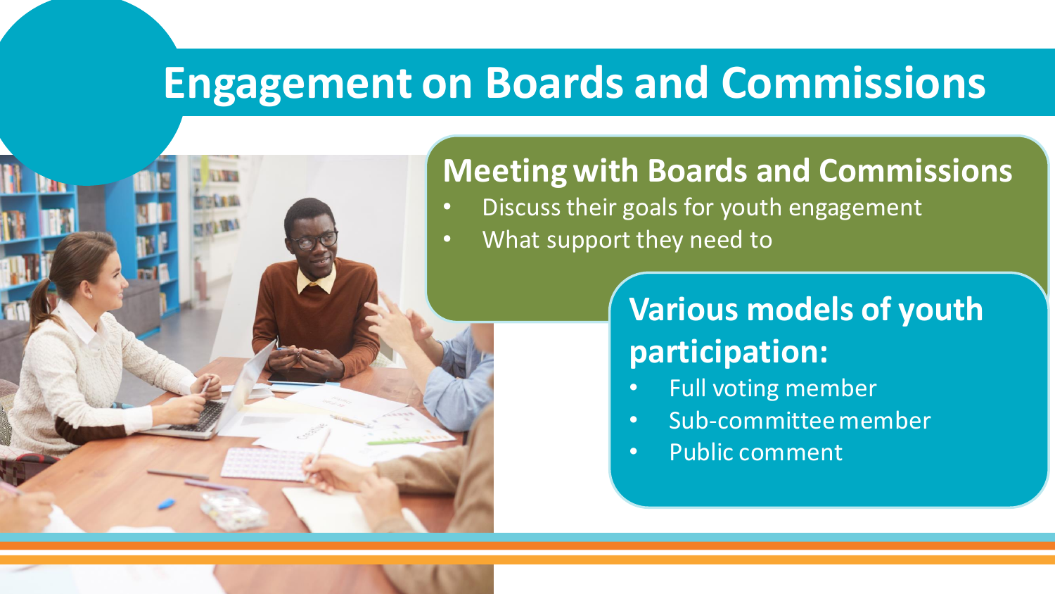# Engagement on Boards and Commissions

## Meeting with Boards and Commissions

- Discuss their goals for youth engagement
- What support they need to

## Various models of youth participation:

- Full voting member
- Sub-committee member
- Public comment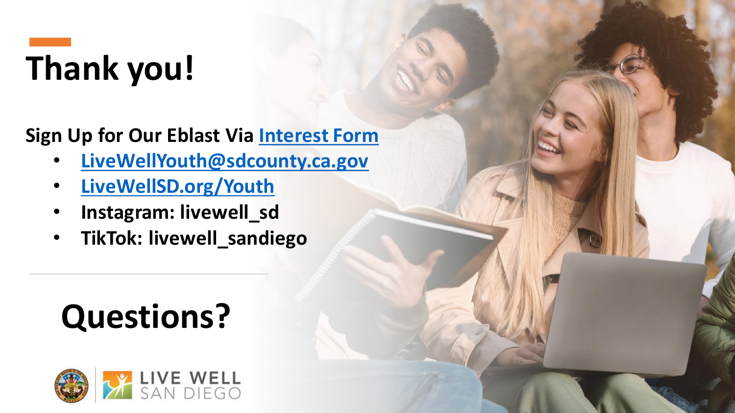# Thank you!

**Sign Up for Our Eblast Via Interest Form**

- **LiveWellYouth@sdcounty.ca.gov**
- **LiveWellSD.org/Youth**
- **Instagram: livewell_sd**
- **TikTok: livewell_sandiego**

# Questions?

LIVE WELL SAN DIEGO